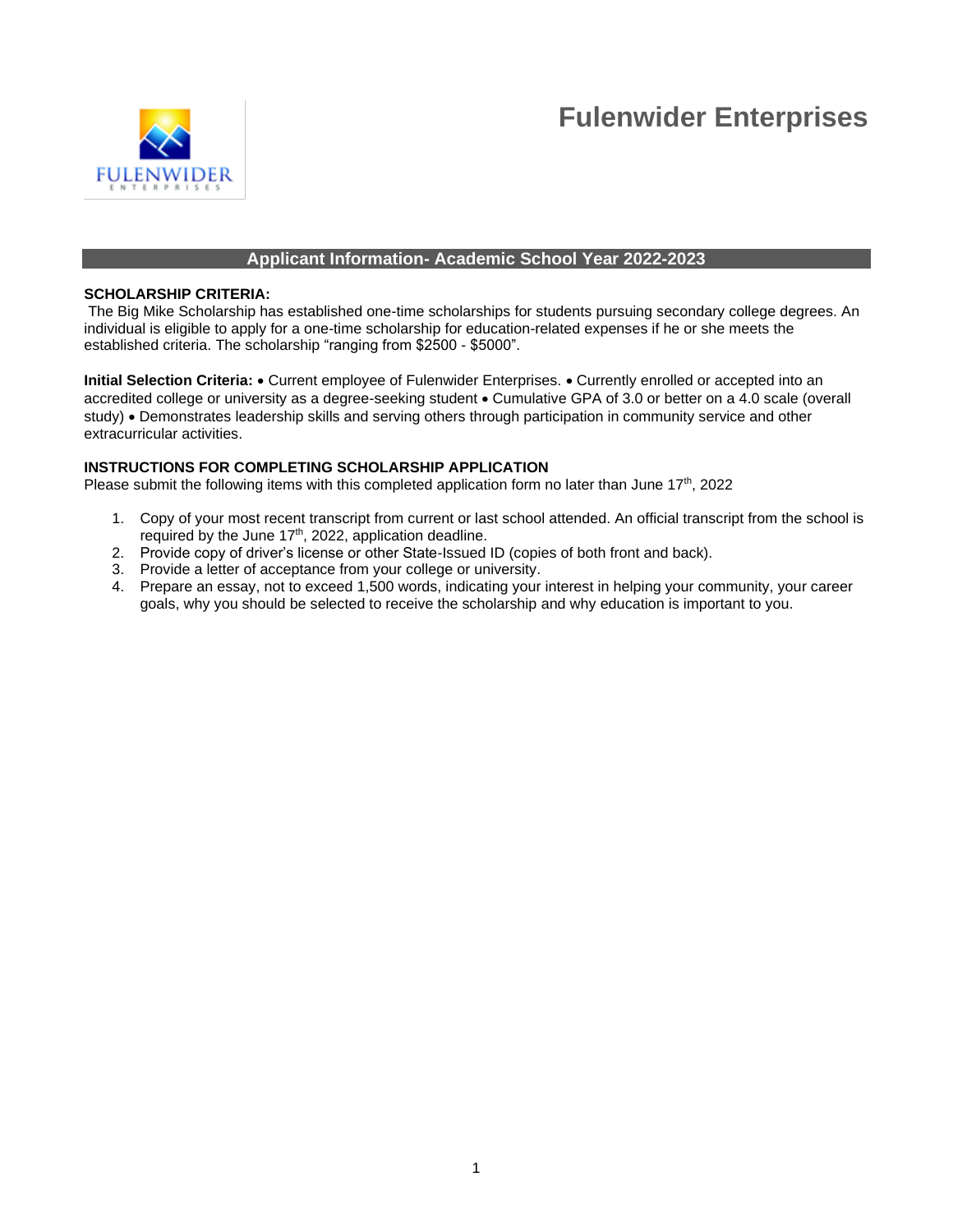# Fulenwider Enterprises

## Applicant Information- Academic School Year 2022-2023

**SCHOLARSHIP CRITERIA:**

The Big Mike Scholarship has established one-time scholarships for students pursuing secondary college degrees. An individual is eligible to apply for a one-time scholarship for education-related expenses if he or she meets the established criteria. The scholarship "ranging from $2500 - $5000".

**Initial Selection Criteria:** • Current employee of Fulenwider Enterprises. • Currently enrolled or accepted into an accredited college or university as a degree-seeking student • Cumulative GPA of 3.0 or better on a 4.0 scale (overall study) • Demonstrates leadership skills and serving others through participation in community service and other extracurricular activities.

**INSTRUCTIONS FOR COMPLETING SCHOLARSHIP APPLICATION**

Please submit the following items with this completed application form no later than June 17th, 2022

1. Copy of your most recent transcript from current or last school attended. An official transcript from the school is required by the June 17th, 2022, application deadline.
2. Provide copy of driver's license or other State-Issued ID (copies of both front and back).
3. Provide a letter of acceptance from your college or university.
4. Prepare an essay, not to exceed 1,500 words, indicating your interest in helping your community, your career goals, why you should be selected to receive the scholarship and why education is important to you.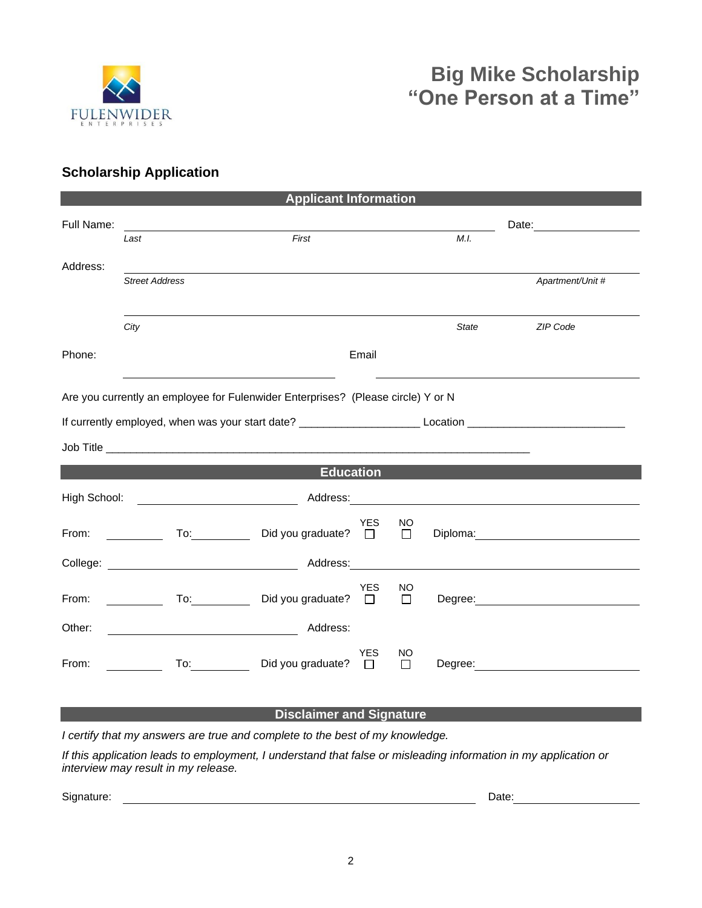# Big Mike Scholarship
# "One Person at a Time"

FULENWIDER ENTERPRISES

## Scholarship Application

### Applicant Information

Full Name: ______________________________________________ Date: ______________

*Last* *First* *M.I.*

Address: ____________________________________________________________

*Street Address* *Apartment/Unit #*

____________________________________________________________

*City* *State* *ZIP Code*

Phone: ______________________ Email ______________________

Are you currently an employee for Fulenwider Enterprises? (Please circle) Y or N

If currently employed, when was your start date? ___________________ Location _________________________

Job Title _______________________________________________________________________

### Education

High School: ______________________ Address: ______________________________

From: ________ To: ________ Did you graduate? YES ☐ NO ☐ Diploma: ______________________

College: ______________________ Address: ______________________________

From: ________ To: ________ Did you graduate? YES ☐ NO ☐ Degree: ______________________

Other: ______________________ Address:

From: ________ To: ________ Did you graduate? YES ☐ NO ☐ Degree: ______________________

### Disclaimer and Signature

*I certify that my answers are true and complete to the best of my knowledge.*

*If this application leads to employment, I understand that false or misleading information in my application or interview may result in my release.*

Signature: ______________________________________________ Date: ______________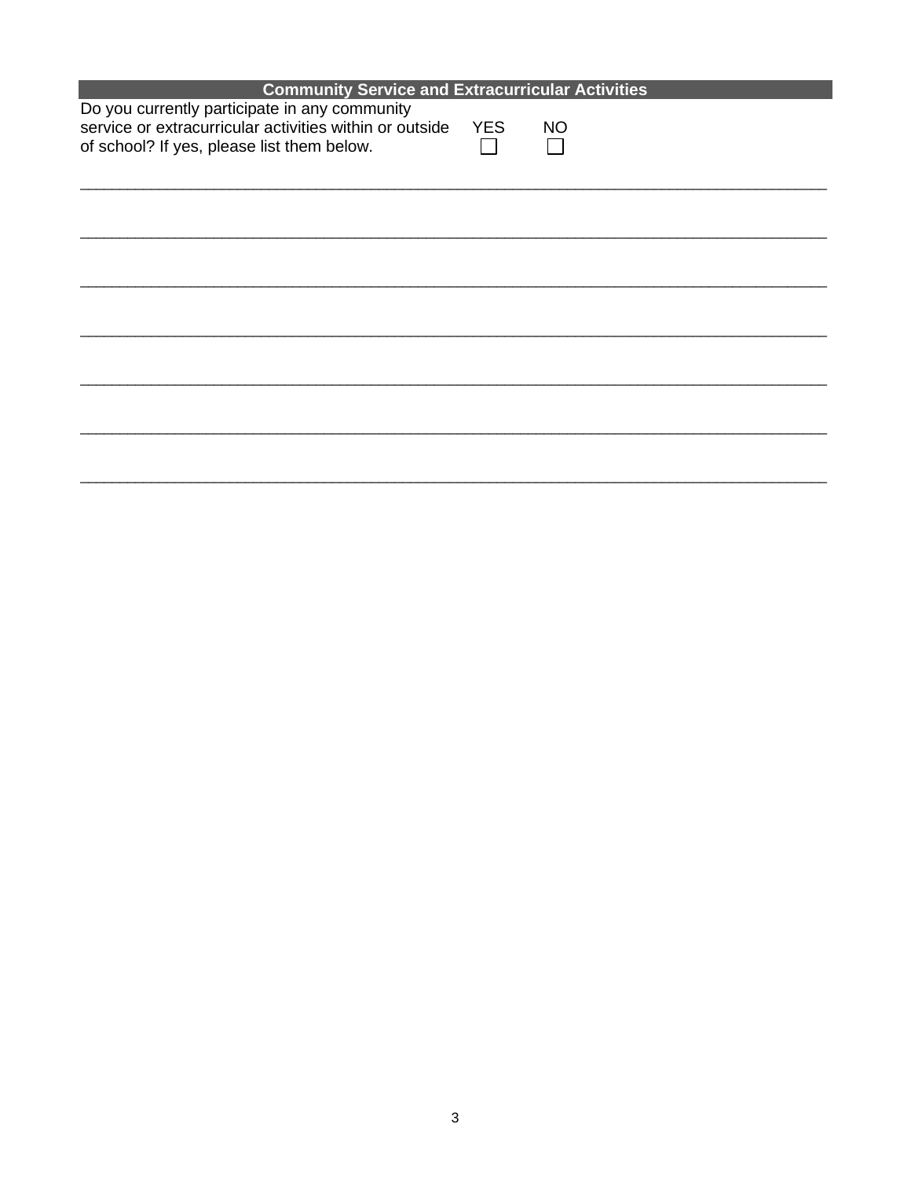## Community Service and Extracurricular Activities

Do you currently participate in any community service or extracurricular activities within or outside of school? If yes, please list them below.

YES ☐ NO ☐

______________________________________________________________________________________

______________________________________________________________________________________

______________________________________________________________________________________

______________________________________________________________________________________

______________________________________________________________________________________

______________________________________________________________________________________

______________________________________________________________________________________